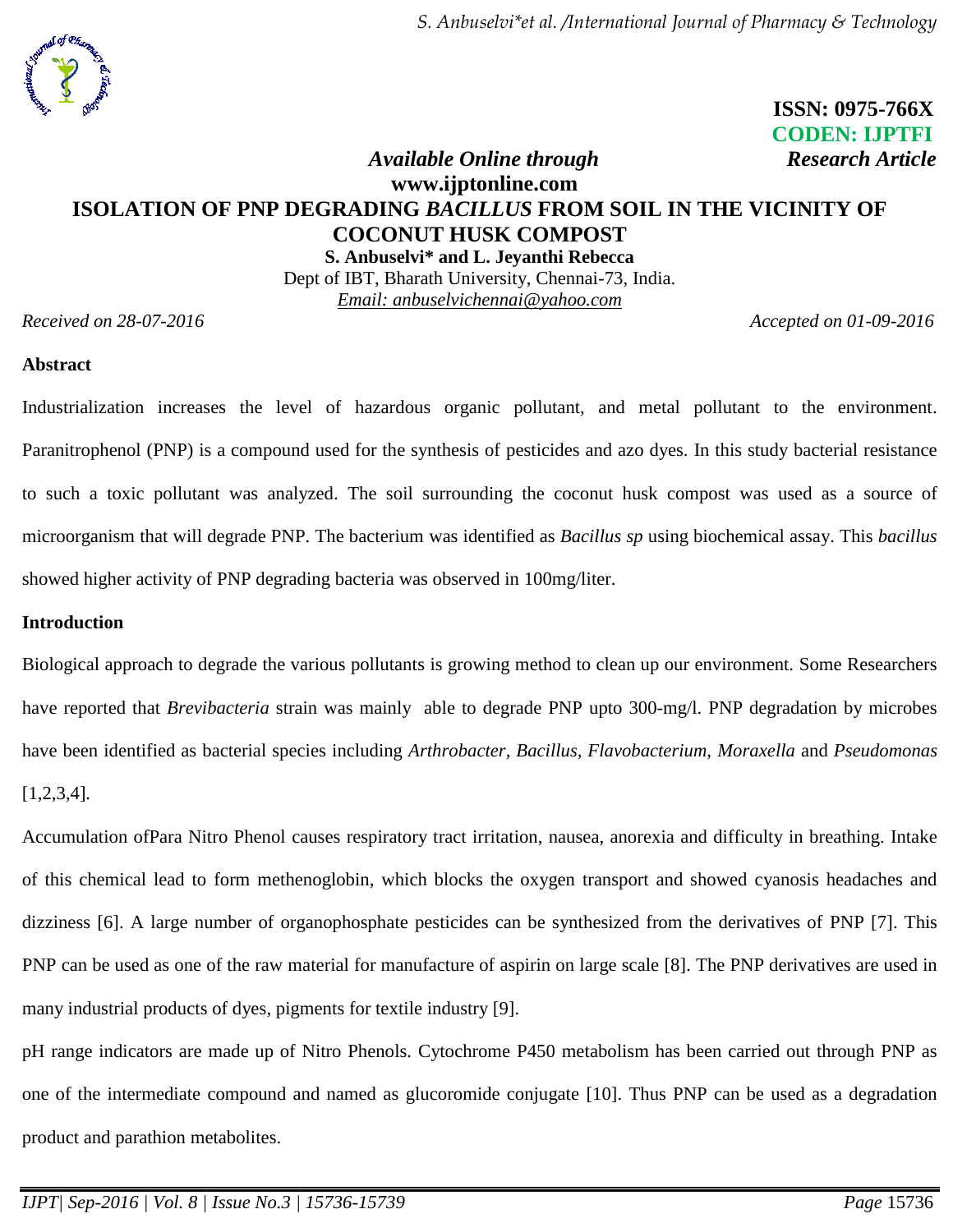ISSN: 0975-766X
CODEN: IJPTFI

*Available Online through* *Research Article*

**www.ijptonline.com**

# ISOLATION OF PNP DEGRADING *BACILLUS* FROM SOIL IN THE VICINITY OF COCONUT HUSK COMPOST

**S. Anbuselvi\* and L. Jeyanthi Rebecca**

Dept of IBT, Bharath University, Chennai-73, India.

Email: anbuselvichennai@yahoo.com

*Received on 28-07-2016* *Accepted on 01-09-2016*

## Abstract

Industrialization increases the level of hazardous organic pollutant, and metal pollutant to the environment. Paranitrophenol (PNP) is a compound used for the synthesis of pesticides and azo dyes. In this study bacterial resistance to such a toxic pollutant was analyzed. The soil surrounding the coconut husk compost was used as a source of microorganism that will degrade PNP. The bacterium was identified as *Bacillus sp* using biochemical assay. This *bacillus* showed higher activity of PNP degrading bacteria was observed in 100mg/liter.

## Introduction

Biological approach to degrade the various pollutants is growing method to clean up our environment. Some Researchers have reported that *Brevibacteria* strain was mainly able to degrade PNP upto 300-mg/l. PNP degradation by microbes have been identified as bacterial species including *Arthrobacter, Bacillus, Flavobacterium, Moraxella* and *Pseudomonas* [1,2,3,4].

Accumulation ofPara Nitro Phenol causes respiratory tract irritation, nausea, anorexia and difficulty in breathing. Intake of this chemical lead to form methenoglobin, which blocks the oxygen transport and showed cyanosis headaches and dizziness [6]. A large number of organophosphate pesticides can be synthesized from the derivatives of PNP [7]. This PNP can be used as one of the raw material for manufacture of aspirin on large scale [8]. The PNP derivatives are used in many industrial products of dyes, pigments for textile industry [9].

pH range indicators are made up of Nitro Phenols. Cytochrome P450 metabolism has been carried out through PNP as one of the intermediate compound and named as glucoromide conjugate [10]. Thus PNP can be used as a degradation product and parathion metabolites.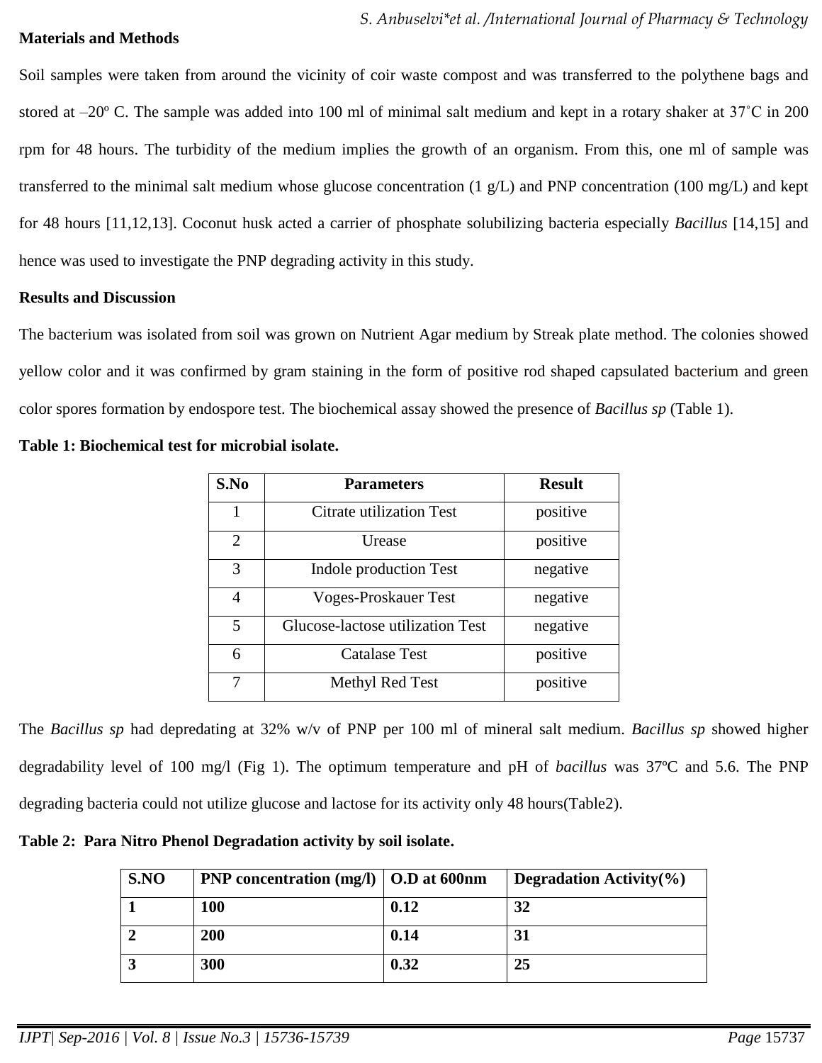**Materials and Methods**

Soil samples were taken from around the vicinity of coir waste compost and was transferred to the polythene bags and stored at –20º C. The sample was added into 100 ml of minimal salt medium and kept in a rotary shaker at 37˚C in 200 rpm for 48 hours. The turbidity of the medium implies the growth of an organism. From this, one ml of sample was transferred to the minimal salt medium whose glucose concentration (1 g/L) and PNP concentration (100 mg/L) and kept for 48 hours [11,12,13]. Coconut husk acted a carrier of phosphate solubilizing bacteria especially *Bacillus* [14,15] and hence was used to investigate the PNP degrading activity in this study.

**Results and Discussion**

The bacterium was isolated from soil was grown on Nutrient Agar medium by Streak plate method. The colonies showed yellow color and it was confirmed by gram staining in the form of positive rod shaped capsulated bacterium and green color spores formation by endospore test. The biochemical assay showed the presence of *Bacillus sp* (Table 1).

**Table 1: Biochemical test for microbial isolate.**

| S.No | Parameters | Result |
|---|---|---|
| 1 | Citrate utilization Test | positive |
| 2 | Urease | positive |
| 3 | Indole production Test | negative |
| 4 | Voges-Proskauer Test | negative |
| 5 | Glucose-lactose utilization Test | negative |
| 6 | Catalase Test | positive |
| 7 | Methyl Red Test | positive |

The *Bacillus sp* had depredating at 32% w/v of PNP per 100 ml of mineral salt medium. *Bacillus sp* showed higher degradability level of 100 mg/l (Fig 1). The optimum temperature and pH of *bacillus* was 37ºC and 5.6. The PNP degrading bacteria could not utilize glucose and lactose for its activity only 48 hours(Table2).

**Table 2: Para Nitro Phenol Degradation activity by soil isolate.**

| S.NO | PNP concentration (mg/l) | O.D at 600nm | Degradation Activity(%) |
|---|---|---|---|
| **1** | **100** | **0.12** | **32** |
| **2** | **200** | **0.14** | **31** |
| **3** | **300** | **0.32** | **25** |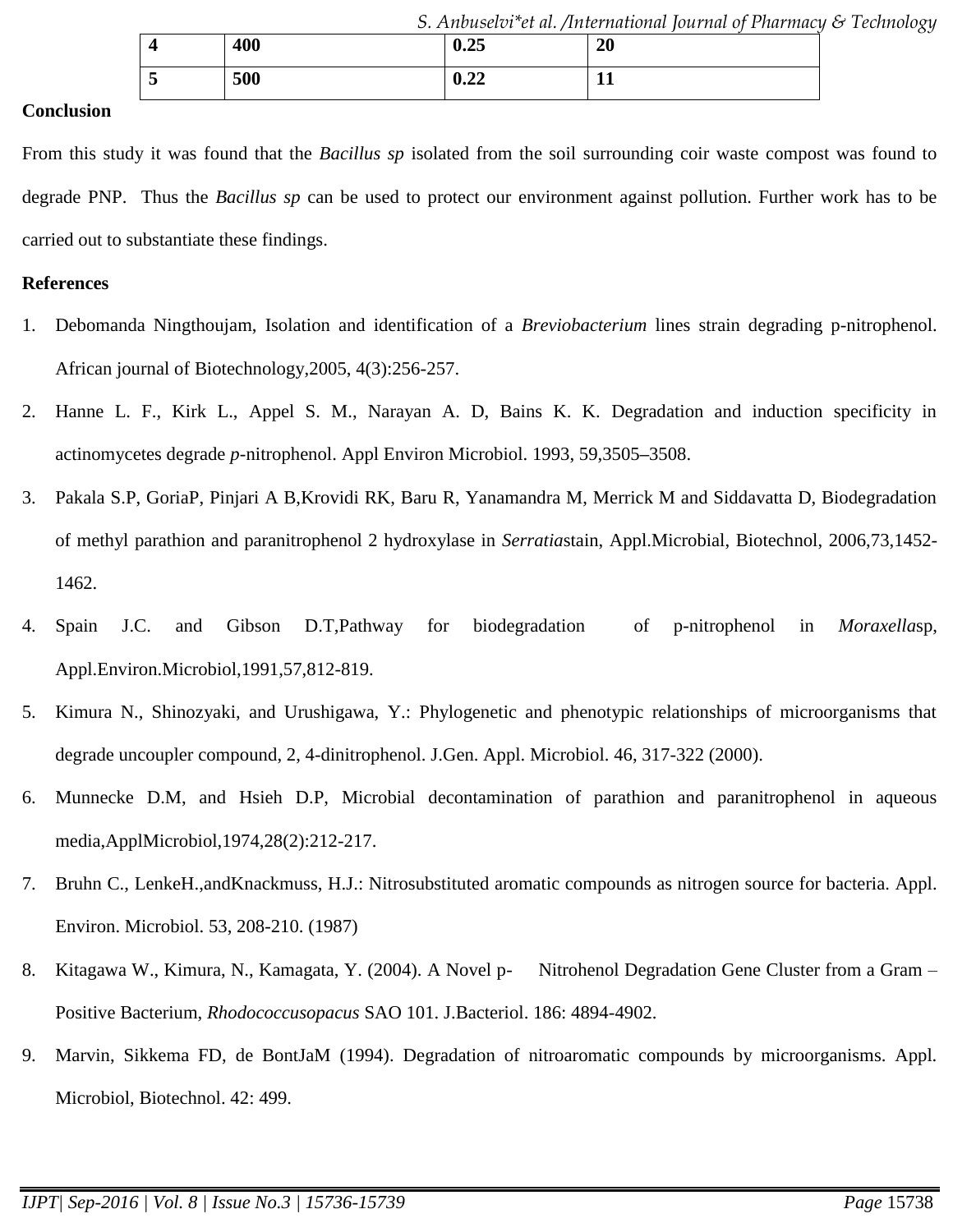| 4 | 400 | 0.25 | 20 |
|---|---|---|---|
| 5 | 500 | 0.22 | 11 |

**Conclusion**

From this study it was found that the *Bacillus sp* isolated from the soil surrounding coir waste compost was found to degrade PNP. Thus the *Bacillus sp* can be used to protect our environment against pollution. Further work has to be carried out to substantiate these findings.

**References**

1. Debomanda Ningthoujam, Isolation and identification of a *Breviobacterium* lines strain degrading p-nitrophenol. African journal of Biotechnology,2005, 4(3):256-257.
2. Hanne L. F., Kirk L., Appel S. M., Narayan A. D, Bains K. K. Degradation and induction specificity in actinomycetes degrade *p*-nitrophenol. Appl Environ Microbiol. 1993, 59,3505–3508.
3. Pakala S.P, GoriaP, Pinjari A B,Krovidi RK, Baru R, Yanamandra M, Merrick M and Siddavatta D, Biodegradation of methyl parathion and paranitrophenol 2 hydroxylase in *Serratia*stain, Appl.Microbial, Biotechnol, 2006,73,1452-1462.
4. Spain J.C. and Gibson D.T,Pathway for biodegradation of p-nitrophenol in *Moraxella*sp, Appl.Environ.Microbiol,1991,57,812-819.
5. Kimura N., Shinozyaki, and Urushigawa, Y.: Phylogenetic and phenotypic relationships of microorganisms that degrade uncoupler compound, 2, 4-dinitrophenol. J.Gen. Appl. Microbiol. 46, 317-322 (2000).
6. Munnecke D.M, and Hsieh D.P, Microbial decontamination of parathion and paranitrophenol in aqueous media,ApplMicrobiol,1974,28(2):212-217.
7. Bruhn C., LenkeH.,andKnackmuss, H.J.: Nitrosubstituted aromatic compounds as nitrogen source for bacteria. Appl. Environ. Microbiol. 53, 208-210. (1987)
8. Kitagawa W., Kimura, N., Kamagata, Y. (2004). A Novel p- Nitrohenol Degradation Gene Cluster from a Gram –Positive Bacterium, *Rhodococcusopacus* SAO 101. J.Bacteriol. 186: 4894-4902.
9. Marvin, Sikkema FD, de BontJaM (1994). Degradation of nitroaromatic compounds by microorganisms. Appl. Microbiol, Biotechnol. 42: 499.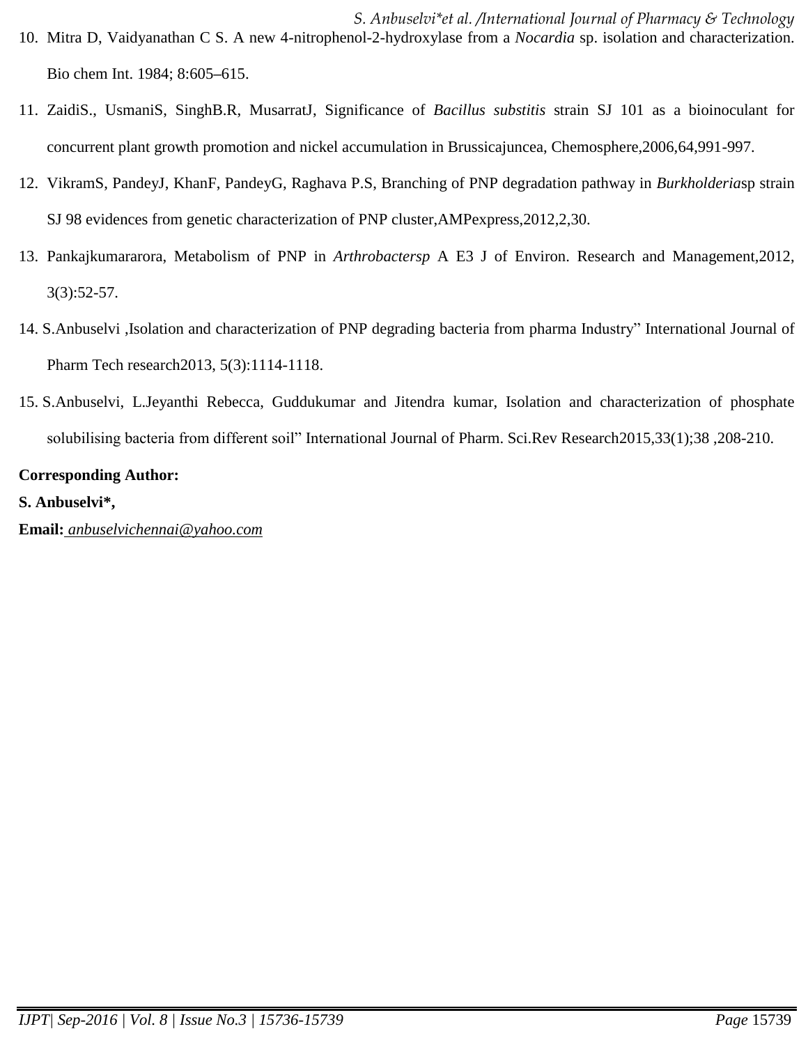10. Mitra D, Vaidyanathan C S. A new 4-nitrophenol-2-hydroxylase from a *Nocardia* sp. isolation and characterization. Bio chem Int. 1984; 8:605–615.
11. ZaidiS., UsmaniS, SinghB.R, MusarratJ, Significance of *Bacillus substitis* strain SJ 101 as a bioinoculant for concurrent plant growth promotion and nickel accumulation in Brussicajuncea, Chemosphere,2006,64,991-997.
12. VikramS, PandeyJ, KhanF, PandeyG, Raghava P.S, Branching of PNP degradation pathway in *Burkholderia*sp strain SJ 98 evidences from genetic characterization of PNP cluster,AMPexpress,2012,2,30.
13. Pankajkumararora, Metabolism of PNP in *Arthrobactersp* A E3 J of Environ. Research and Management,2012, 3(3):52-57.
14. S.Anbuselvi ,Isolation and characterization of PNP degrading bacteria from pharma Industry" International Journal of Pharm Tech research2013, 5(3):1114-1118.
15. S.Anbuselvi, L.Jeyanthi Rebecca, Guddukumar and Jitendra kumar, Isolation and characterization of phosphate solubilising bacteria from different soil" International Journal of Pharm. Sci.Rev Research2015,33(1);38 ,208-210.

**Corresponding Author:**

**S. Anbuselvi*,**

**Email:** anbuselvichennai@yahoo.com